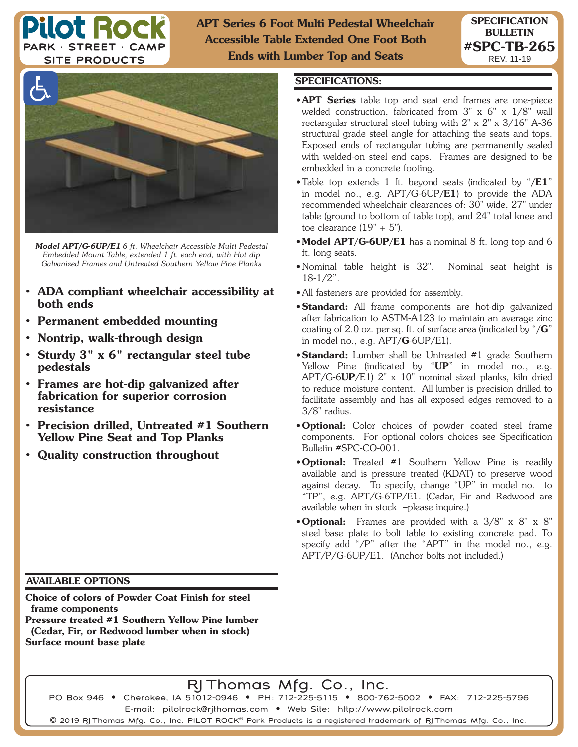# Pilot Rock

PARK · STREET · CAMP SITE PRODUCTS

## APT Series 6 Foot Multi Pedestal Wheelchair Accessible Table Extended One Foot Both Ends with Lumber Top and Seats

**SPECIFICATION BULLETIN**
**#SPC-TB-265**
REV. 11-19

***Model APT/G-6UP/E1*** *6 ft. Wheelchair Accessible Multi Pedestal Embedded Mount Table, extended 1 ft. each end, with Hot dip Galvanized Frames and Untreated Southern Yellow Pine Planks*

- **ADA compliant wheelchair accessibility at both ends**
- **Permanent embedded mounting**
- **Nontrip, walk-through design**
- **Sturdy 3" x 6" rectangular steel tube pedestals**
- **Frames are hot-dip galvanized after fabrication for superior corrosion resistance**
- **Precision drilled, Untreated #1 Southern Yellow Pine Seat and Top Planks**
- **Quality construction throughout**

### SPECIFICATIONS:

- **APT Series** table top and seat end frames are one-piece welded construction, fabricated from 3" x 6" x 1/8" wall rectangular structural steel tubing with 2" x 2" x 3/16" A-36 structural grade steel angle for attaching the seats and tops. Exposed ends of rectangular tubing are permanently sealed with welded-on steel end caps. Frames are designed to be embedded in a concrete footing.
- Table top extends 1 ft. beyond seats (indicated by "/**E1**" in model no., e.g. APT/G-6UP/**E1**) to provide the ADA recommended wheelchair clearances of: 30" wide, 27" under table (ground to bottom of table top), and 24" total knee and toe clearance (19" + 5").
- **Model APT/G-6UP/E1** has a nominal 8 ft. long top and 6 ft. long seats.
- Nominal table height is 32". Nominal seat height is 18-1/2".
- All fasteners are provided for assembly.
- **Standard:** All frame components are hot-dip galvanized after fabrication to ASTM-A123 to maintain an average zinc coating of 2.0 oz. per sq. ft. of surface area (indicated by "/**G**" in model no., e.g. APT/**G**-6UP/E1).
- **Standard:** Lumber shall be Untreated #1 grade Southern Yellow Pine (indicated by "**UP**" in model no., e.g. APT/G-6**UP**/E1) 2" x 10" nominal sized planks, kiln dried to reduce moisture content. All lumber is precision drilled to facilitate assembly and has all exposed edges removed to a 3/8" radius.
- **Optional:** Color choices of powder coated steel frame components. For optional colors choices see Specification Bulletin #SPC-CO-001.
- **Optional:** Treated #1 Southern Yellow Pine is readily available and is pressure treated (KDAT) to preserve wood against decay. To specify, change "UP" in model no. to "TP", e.g. APT/G-6TP/E1. (Cedar, Fir and Redwood are available when in stock –please inquire.)
- **Optional:** Frames are provided with a 3/8" x 8" x 8" steel base plate to bolt table to existing concrete pad. To specify add "/P" after the "APT" in the model no., e.g. APT/P/G-6UP/E1. (Anchor bolts not included.)

### AVAILABLE OPTIONS

**Choice of colors of Powder Coat Finish for steel frame components**
**Pressure treated #1 Southern Yellow Pine lumber (Cedar, Fir, or Redwood lumber when in stock)**
**Surface mount base plate**

RJ Thomas Mfg. Co., Inc.

PO Box 946 • Cherokee, IA 51012-0946 • PH: 712-225-5115 • 800-762-5002 • FAX: 712-225-5796
E-mail: pilotrock@rjthomas.com • Web Site: http://www.pilotrock.com
© 2019 RJ Thomas Mfg. Co., Inc. PILOT ROCK® Park Products is a registered trademark of RJ Thomas Mfg. Co., Inc.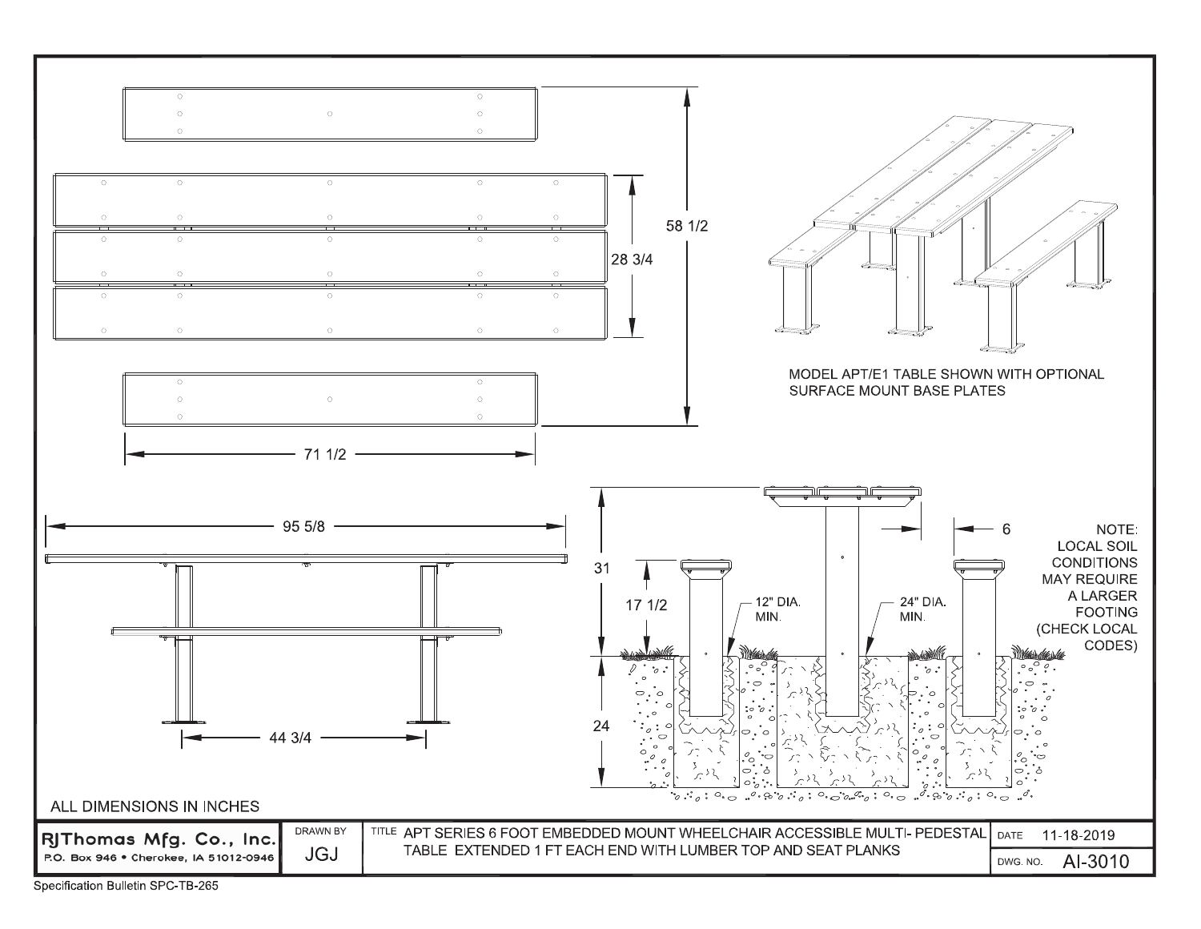58 1/2

28 3/4

71 1/2

MODEL APT/E1 TABLE SHOWN WITH OPTIONAL SURFACE MOUNT BASE PLATES

95 5/8

44 3/4

31

17 1/2

12" DIA. MIN.

24" DIA. MIN.

6

24

NOTE: LOCAL SOIL CONDITIONS MAY REQUIRE A LARGER FOOTING (CHECK LOCAL CODES)

ALL DIMENSIONS IN INCHES

| | | | |
|---|---|---|---|
| RJThomas Mfg. Co., Inc. P.O. Box 946 • Cherokee, IA 51012-0946 | DRAWN BY JGJ | TITLE APT SERIES 6 FOOT EMBEDDED MOUNT WHEELCHAIR ACCESSIBLE MULTI- PEDESTAL TABLE EXTENDED 1 FT EACH END WITH LUMBER TOP AND SEAT PLANKS | DATE 11-18-2019 DWG. NO. AI-3010 |

Specification Bulletin SPC-TB-265